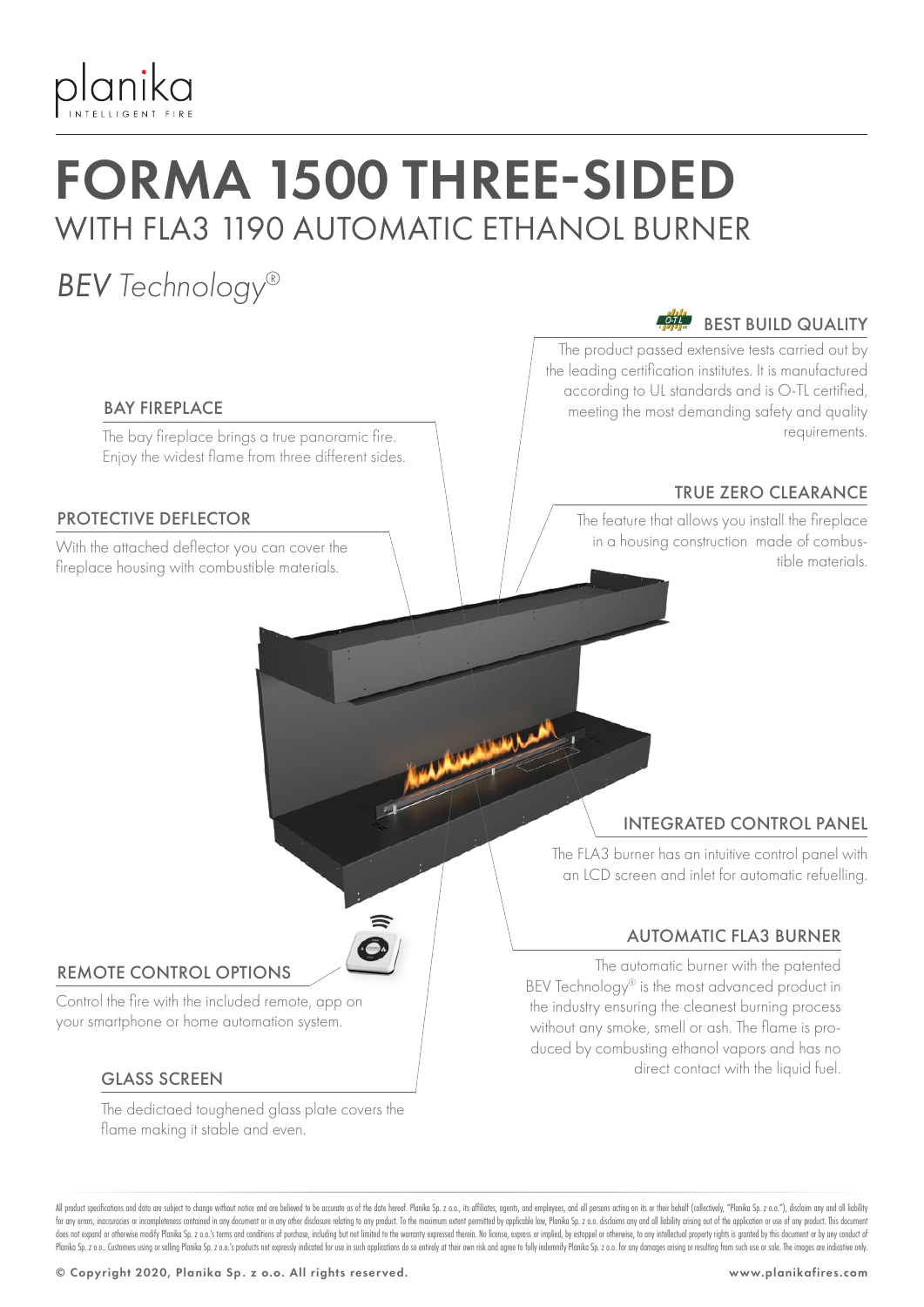planika

INTELLIGENT FIRE

# FORMA 1500 THREE-SIDED

## WITH FLA3 1190 AUTOMATIC ETHANOL BURNER

*BEV Technology®*

### BAY FIREPLACE

The bay fireplace brings a true panoramic fire. Enjoy the widest flame from three different sides.

### PROTECTIVE DEFLECTOR

With the attached deflector you can cover the fireplace housing with combustible materials.

### REMOTE CONTROL OPTIONS

Control the fire with the included remote, app on your smartphone or home automation system.

### GLASS SCREEN

The dedictaed toughened glass plate covers the flame making it stable and even.

### BEST BUILD QUALITY

The product passed extensive tests carried out by the leading certification institutes. It is manufactured according to UL standards and is O-TL certified, meeting the most demanding safety and quality requirements.

### TRUE ZERO CLEARANCE

The feature that allows you install the fireplace in a housing construction made of combustible materials.

### INTEGRATED CONTROL PANEL

The FLA3 burner has an intuitive control panel with an LCD screen and inlet for automatic refuelling.

### AUTOMATIC FLA3 BURNER

The automatic burner with the patented BEV Technology® is the most advanced product in the industry ensuring the cleanest burning process without any smoke, smell or ash. The flame is produced by combusting ethanol vapors and has no direct contact with the liquid fuel.

All product specifications and data are subject to change without notice and are believed to be accurate as of the date hereof. Planika Sp. z o.o., its affiliates, agents, and employees, and all persons acting on its or their behalf (collectively, "Planika Sp. z o.o."), disclaim any and all liability for any errors, inaccuracies or incompleteness contained in any document or in any other disclosure relating to any product. To the maximum extent permitted by applicable law, Planika Sp. z o.o. disclaims any and all liability arising out of the application or use of any product. This document does not expand or otherwise modify Planika Sp. z o.o.'s terms and conditions of purchase, including but not limited to the warranty expressed therein. No license, express or implied, by estoppel or otherwise, to any intellectual property rights is granted by this document or by any conduct of Planika Sp. z o.o.. Customers using or selling Planika Sp. z o.o.'s products not expressly indicated for use in such applications do so entirely at their own risk and agree to fully indemnify Planika Sp. z o.o. for any damages arising or resulting from such use or sale. The images are indicative only.

© Copyright 2020, Planika Sp. z o.o. All rights reserved.

www.planikafires.com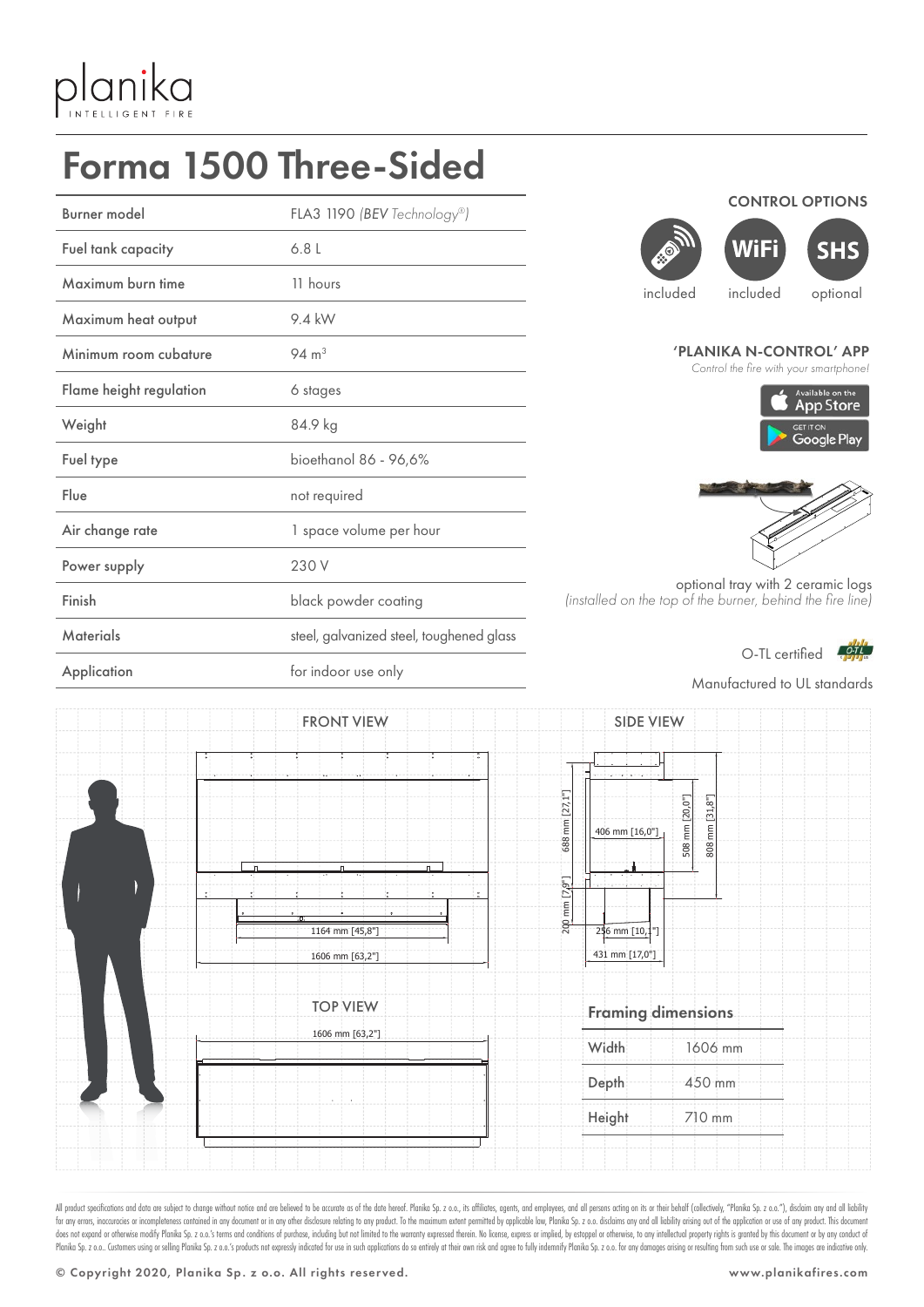planika
INTELLIGENT FIRE

# Forma 1500 Three-Sided

| | |
|---|---|
| Burner model | FLA3 1190 *(BEV Technology®)* |
| Fuel tank capacity | 6.8 L |
| Maximum burn time | 11 hours |
| Maximum heat output | 9.4 kW |
| Minimum room cubature | 94 $m^3$ |
| Flame height regulation | 6 stages |
| Weight | 84.9 kg |
| Fuel type | bioethanol 86 - 96,6% |
| Flue | not required |
| Air change rate | 1 space volume per hour |
| Power supply | 230 V |
| Finish | black powder coating |
| Materials | steel, galvanized steel, toughened glass |
| Application | for indoor use only |

## CONTROL OPTIONS

included | WiFi included | SHS optional

## 'PLANIKA N-CONTROL' APP

*Control the fire with your smartphone!*

Available on the App Store
GET IT ON Google Play

optional tray with 2 ceramic logs
*(installed on the top of the burner, behind the fire line)*

O-TL certified

Manufactured to UL standards

FRONT VIEW

1164 mm [45,8"]
1606 mm [63,2"]

SIDE VIEW

688 mm [27,1"]
406 mm [16,0"]
508 mm [20,0"]
808 mm [31,8"]
200 mm [7,9"]
256 mm [10,1"]
431 mm [17,0"]

TOP VIEW

1606 mm [63,2"]

### Framing dimensions

| | |
|---|---|
| Width | 1606 mm |
| Depth | 450 mm |
| Height | 710 mm |

All product specifications and data are subject to change without notice and are believed to be accurate as of the date hereof. Planika Sp. z o.o., its affiliates, agents, and employees, and all persons acting on its or their behalf (collectively, "Planika Sp. z o.o."), disclaim any and all liability for any errors, inaccuracies or incompleteness contained in any document or in any other disclosure relating to any product. To the maximum extent permitted by applicable law, Planika Sp. z o.o. disclaims any and all liability arising out of the application or use of any product. This document does not expand or otherwise modify Planika Sp. z o.o.'s terms and conditions of purchase, including but not limited to the warranty expressed therein. No license, express or implied, by estoppel or otherwise, to any intellectual property rights is granted by this document or by any conduct of Planika Sp. z o.o.. Customers using or selling Planika Sp. z o.o.'s products not expressly indicated for use in such applications do so entirely at their own risk and agree to fully indemnify Planika Sp. z o.o. for any damages arising or resulting from such use or sale. The images are indicative only.

© Copyright 2020, Planika Sp. z o.o. All rights reserved.

www.planikafires.com